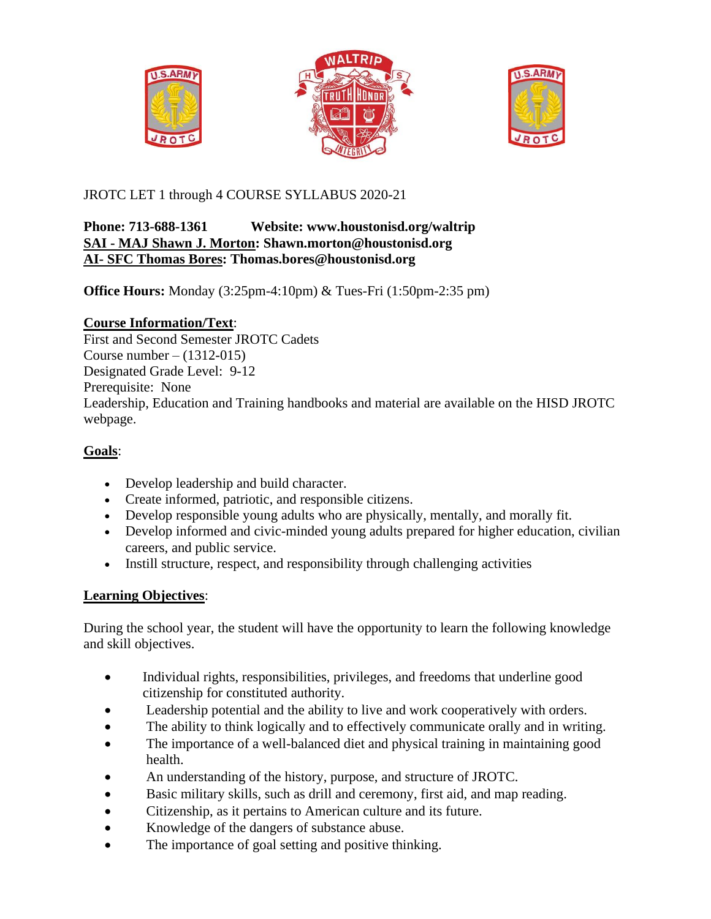JROTC LET 1 through 4 COURSE SYLLABUS 2020-21

**Phone: 713-688-1361 Website: www.houstonisd.org/waltrip**
**SAI - MAJ Shawn J. Morton: Shawn.morton@houstonisd.org**
**AI- SFC Thomas Bores: Thomas.bores@houstonisd.org**

**Office Hours:** Monday (3:25pm-4:10pm) & Tues-Fri (1:50pm-2:35 pm)

**Course Information/Text**:
First and Second Semester JROTC Cadets
Course number – (1312-015)
Designated Grade Level: 9-12
Prerequisite: None
Leadership, Education and Training handbooks and material are available on the HISD JROTC webpage.

**Goals**:

- Develop leadership and build character.
- Create informed, patriotic, and responsible citizens.
- Develop responsible young adults who are physically, mentally, and morally fit.
- Develop informed and civic-minded young adults prepared for higher education, civilian careers, and public service.
- Instill structure, respect, and responsibility through challenging activities

**Learning Objectives**:

During the school year, the student will have the opportunity to learn the following knowledge and skill objectives.

- Individual rights, responsibilities, privileges, and freedoms that underline good citizenship for constituted authority.
- Leadership potential and the ability to live and work cooperatively with orders.
- The ability to think logically and to effectively communicate orally and in writing.
- The importance of a well-balanced diet and physical training in maintaining good health.
- An understanding of the history, purpose, and structure of JROTC.
- Basic military skills, such as drill and ceremony, first aid, and map reading.
- Citizenship, as it pertains to American culture and its future.
- Knowledge of the dangers of substance abuse.
- The importance of goal setting and positive thinking.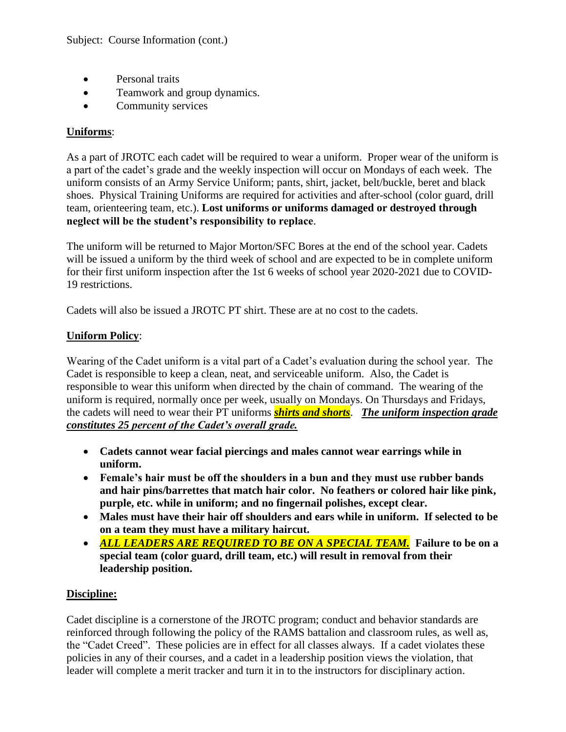Subject: Course Information (cont.)

- Personal traits
- Teamwork and group dynamics.
- Community services

**Uniforms**:

As a part of JROTC each cadet will be required to wear a uniform. Proper wear of the uniform is a part of the cadet's grade and the weekly inspection will occur on Mondays of each week. The uniform consists of an Army Service Uniform; pants, shirt, jacket, belt/buckle, beret and black shoes. Physical Training Uniforms are required for activities and after-school (color guard, drill team, orienteering team, etc.). **Lost uniforms or uniforms damaged or destroyed through neglect will be the student's responsibility to replace**.

The uniform will be returned to Major Morton/SFC Bores at the end of the school year. Cadets will be issued a uniform by the third week of school and are expected to be in complete uniform for their first uniform inspection after the 1st 6 weeks of school year 2020-2021 due to COVID-19 restrictions.

Cadets will also be issued a JROTC PT shirt. These are at no cost to the cadets.

**Uniform Policy**:

Wearing of the Cadet uniform is a vital part of a Cadet's evaluation during the school year. The Cadet is responsible to keep a clean, neat, and serviceable uniform. Also, the Cadet is responsible to wear this uniform when directed by the chain of command. The wearing of the uniform is required, normally once per week, usually on Mondays. On Thursdays and Fridays, the cadets will need to wear their PT uniforms ***shirts and shorts***. ***The uniform inspection grade constitutes 25 percent of the Cadet's overall grade.***

- **Cadets cannot wear facial piercings and males cannot wear earrings while in uniform.**
- **Female's hair must be off the shoulders in a bun and they must use rubber bands and hair pins/barrettes that match hair color. No feathers or colored hair like pink, purple, etc. while in uniform; and no fingernail polishes, except clear.**
- **Males must have their hair off shoulders and ears while in uniform. If selected to be on a team they must have a military haircut.**
- ***ALL LEADERS ARE REQUIRED TO BE ON A SPECIAL TEAM.*** **Failure to be on a special team (color guard, drill team, etc.) will result in removal from their leadership position.**

**Discipline:**

Cadet discipline is a cornerstone of the JROTC program; conduct and behavior standards are reinforced through following the policy of the RAMS battalion and classroom rules, as well as, the "Cadet Creed". These policies are in effect for all classes always. If a cadet violates these policies in any of their courses, and a cadet in a leadership position views the violation, that leader will complete a merit tracker and turn it in to the instructors for disciplinary action.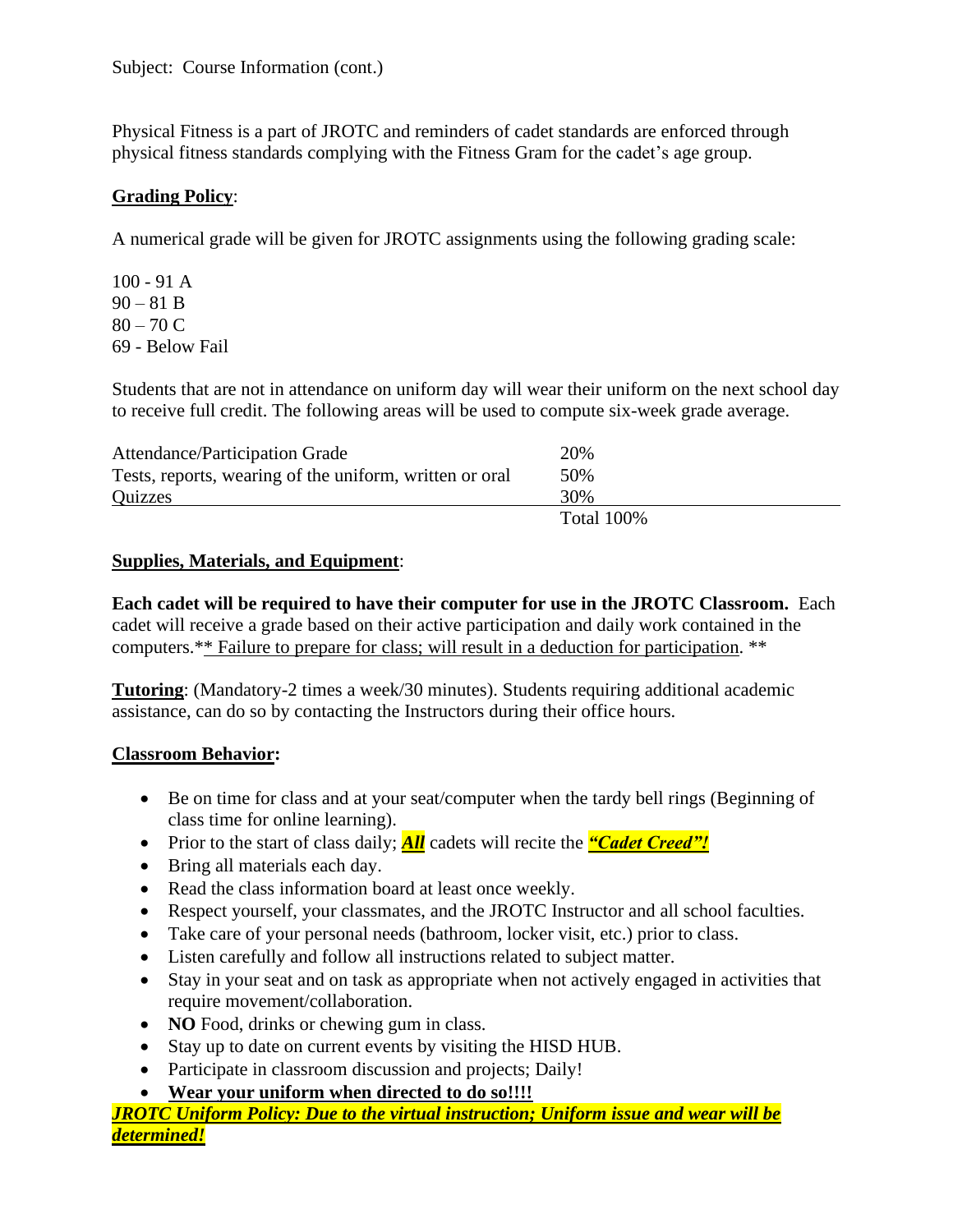Subject: Course Information (cont.)

Physical Fitness is a part of JROTC and reminders of cadet standards are enforced through physical fitness standards complying with the Fitness Gram for the cadet's age group.

**Grading Policy**:

A numerical grade will be given for JROTC assignments using the following grading scale:

100 - 91 A
90 – 81 B
80 – 70 C
69 - Below Fail

Students that are not in attendance on uniform day will wear their uniform on the next school day to receive full credit. The following areas will be used to compute six-week grade average.

| | |
|---|---|
| Attendance/Participation Grade | 20% |
| Tests, reports, wearing of the uniform, written or oral | 50% |
| Quizzes | 30% |
| | Total 100% |

**Supplies, Materials, and Equipment**:

**Each cadet will be required to have their computer for use in the JROTC Classroom.** Each cadet will receive a grade based on their active participation and daily work contained in the computers.** Failure to prepare for class; will result in a deduction for participation. **

**Tutoring**: (Mandatory-2 times a week/30 minutes). Students requiring additional academic assistance, can do so by contacting the Instructors during their office hours.

**Classroom Behavior:**

- Be on time for class and at your seat/computer when the tardy bell rings (Beginning of class time for online learning).
- Prior to the start of class daily; ***All*** cadets will recite the ***"Cadet Creed"!***
- Bring all materials each day.
- Read the class information board at least once weekly.
- Respect yourself, your classmates, and the JROTC Instructor and all school faculties.
- Take care of your personal needs (bathroom, locker visit, etc.) prior to class.
- Listen carefully and follow all instructions related to subject matter.
- Stay in your seat and on task as appropriate when not actively engaged in activities that require movement/collaboration.
- **NO** Food, drinks or chewing gum in class.
- Stay up to date on current events by visiting the HISD HUB.
- Participate in classroom discussion and projects; Daily!
- **Wear your uniform when directed to do so!!!!**

***JROTC Uniform Policy: Due to the virtual instruction; Uniform issue and wear will be determined!***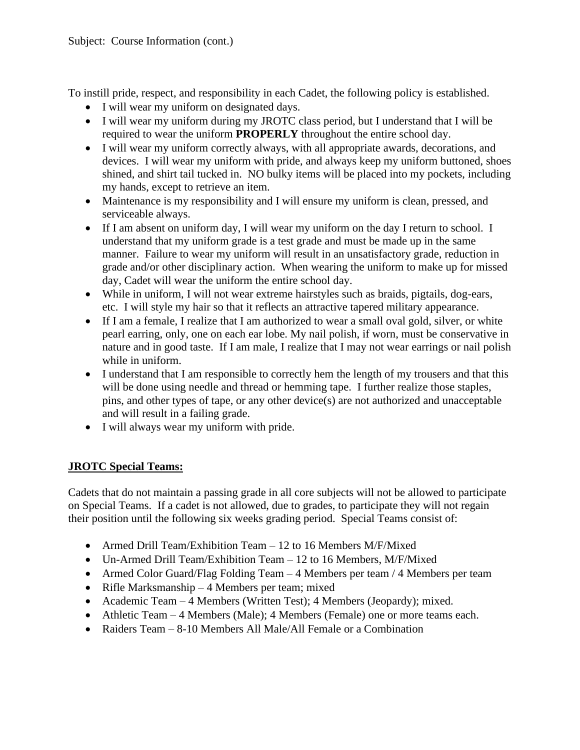Subject: Course Information (cont.)

To instill pride, respect, and responsibility in each Cadet, the following policy is established.

- I will wear my uniform on designated days.
- I will wear my uniform during my JROTC class period, but I understand that I will be required to wear the uniform **PROPERLY** throughout the entire school day.
- I will wear my uniform correctly always, with all appropriate awards, decorations, and devices. I will wear my uniform with pride, and always keep my uniform buttoned, shoes shined, and shirt tail tucked in. NO bulky items will be placed into my pockets, including my hands, except to retrieve an item.
- Maintenance is my responsibility and I will ensure my uniform is clean, pressed, and serviceable always.
- If I am absent on uniform day, I will wear my uniform on the day I return to school. I understand that my uniform grade is a test grade and must be made up in the same manner. Failure to wear my uniform will result in an unsatisfactory grade, reduction in grade and/or other disciplinary action. When wearing the uniform to make up for missed day, Cadet will wear the uniform the entire school day.
- While in uniform, I will not wear extreme hairstyles such as braids, pigtails, dog-ears, etc. I will style my hair so that it reflects an attractive tapered military appearance.
- If I am a female, I realize that I am authorized to wear a small oval gold, silver, or white pearl earring, only, one on each ear lobe. My nail polish, if worn, must be conservative in nature and in good taste. If I am male, I realize that I may not wear earrings or nail polish while in uniform.
- I understand that I am responsible to correctly hem the length of my trousers and that this will be done using needle and thread or hemming tape. I further realize those staples, pins, and other types of tape, or any other device(s) are not authorized and unacceptable and will result in a failing grade.
- I will always wear my uniform with pride.

## JROTC Special Teams:

Cadets that do not maintain a passing grade in all core subjects will not be allowed to participate on Special Teams. If a cadet is not allowed, due to grades, to participate they will not regain their position until the following six weeks grading period. Special Teams consist of:

- Armed Drill Team/Exhibition Team – 12 to 16 Members M/F/Mixed
- Un-Armed Drill Team/Exhibition Team – 12 to 16 Members, M/F/Mixed
- Armed Color Guard/Flag Folding Team – 4 Members per team / 4 Members per team
- Rifle Marksmanship – 4 Members per team; mixed
- Academic Team – 4 Members (Written Test); 4 Members (Jeopardy); mixed.
- Athletic Team – 4 Members (Male); 4 Members (Female) one or more teams each.
- Raiders Team – 8-10 Members All Male/All Female or a Combination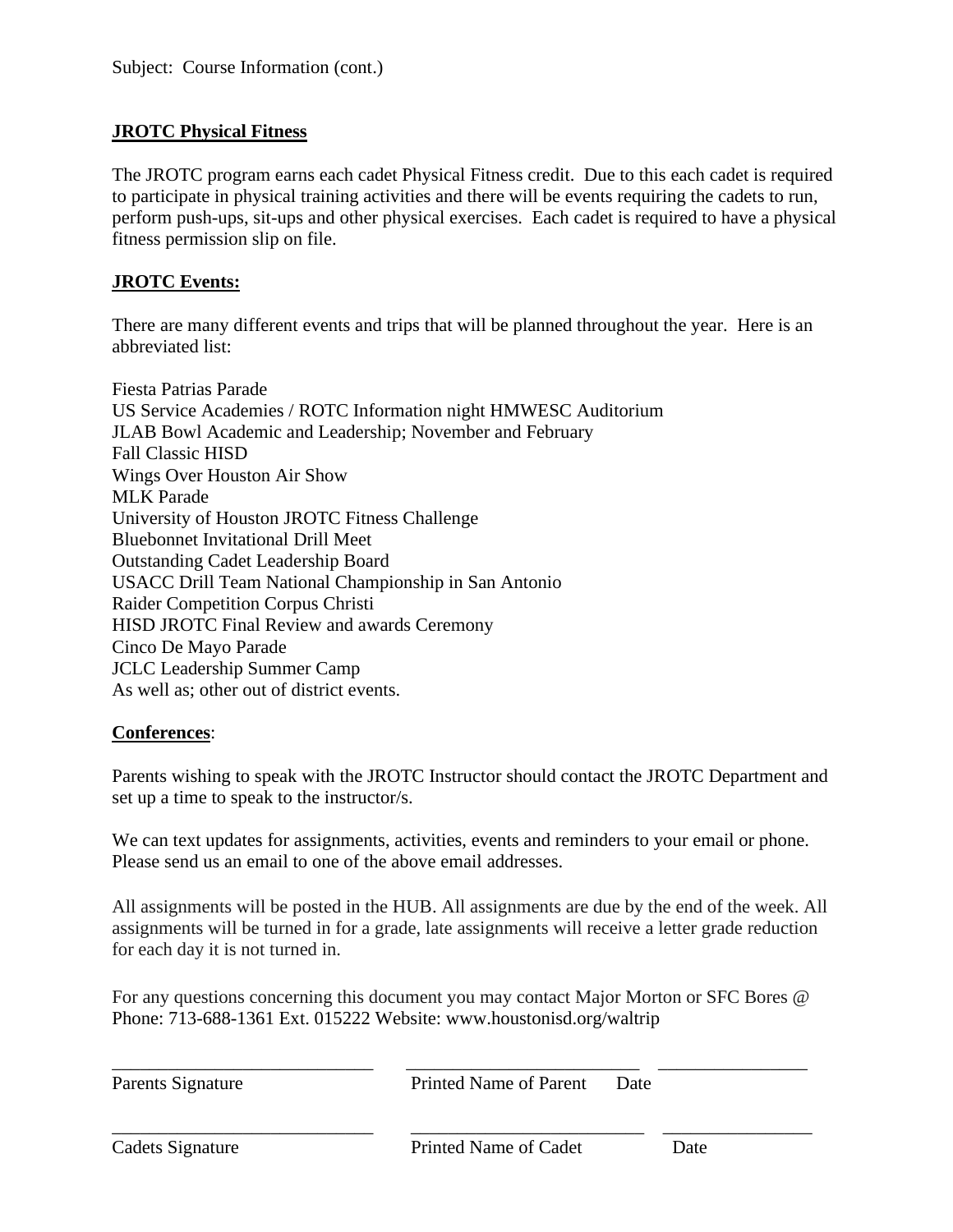Subject: Course Information (cont.)

**JROTC Physical Fitness**

The JROTC program earns each cadet Physical Fitness credit. Due to this each cadet is required to participate in physical training activities and there will be events requiring the cadets to run, perform push-ups, sit-ups and other physical exercises. Each cadet is required to have a physical fitness permission slip on file.

**JROTC Events:**

There are many different events and trips that will be planned throughout the year. Here is an abbreviated list:

Fiesta Patrias Parade
US Service Academies / ROTC Information night HMWESC Auditorium
JLAB Bowl Academic and Leadership; November and February
Fall Classic HISD
Wings Over Houston Air Show
MLK Parade
University of Houston JROTC Fitness Challenge
Bluebonnet Invitational Drill Meet
Outstanding Cadet Leadership Board
USACC Drill Team National Championship in San Antonio
Raider Competition Corpus Christi
HISD JROTC Final Review and awards Ceremony
Cinco De Mayo Parade
JCLC Leadership Summer Camp
As well as; other out of district events.

**Conferences**:

Parents wishing to speak with the JROTC Instructor should contact the JROTC Department and set up a time to speak to the instructor/s.

We can text updates for assignments, activities, events and reminders to your email or phone. Please send us an email to one of the above email addresses.

All assignments will be posted in the HUB. All assignments are due by the end of the week. All assignments will be turned in for a grade, late assignments will receive a letter grade reduction for each day it is not turned in.

For any questions concerning this document you may contact Major Morton or SFC Bores @ Phone: 713-688-1361 Ext. 015222 Website: www.houstonisd.org/waltrip

_____________________________ _________________________ ________________
Parents Signature Printed Name of Parent Date

_____________________________ _________________________ ________________
Cadets Signature Printed Name of Cadet Date